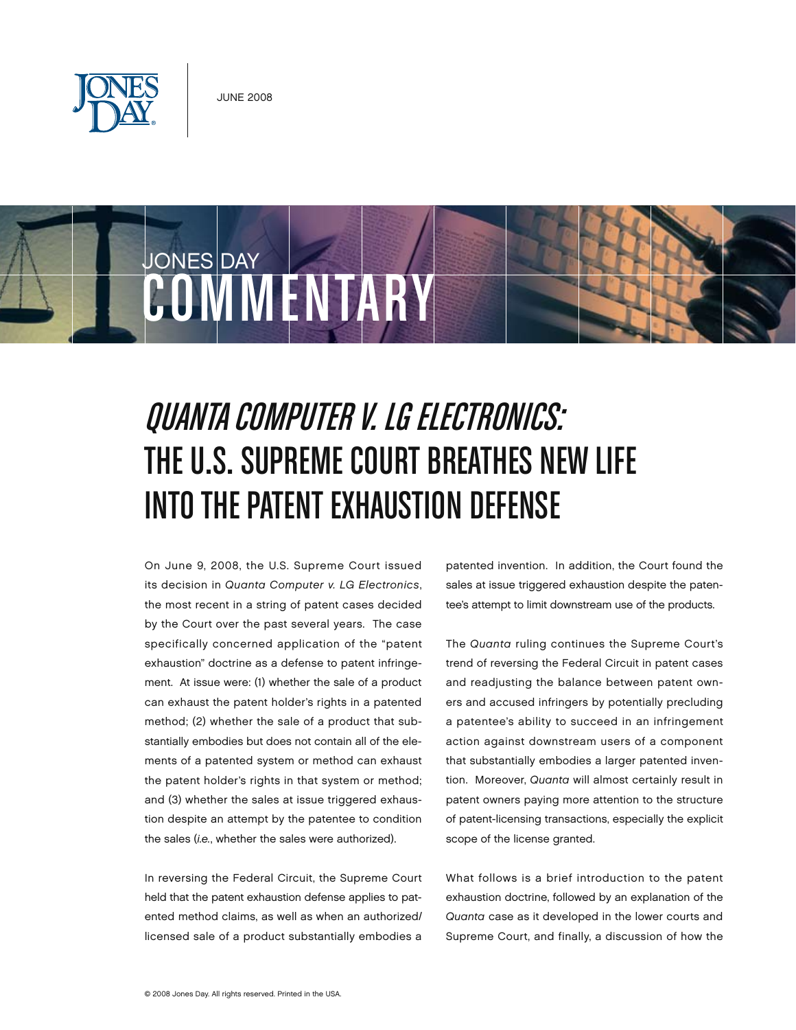JUNE 2008

JONES DAY COMMENTARY

# *QUANTA COMPUTER V. LG ELECTRONICS:* THE U.S. SUPREME COURT BREATHES NEW LIFE INTO THE PATENT EXHAUSTION DEFENSE

On June 9, 2008, the U.S. Supreme Court issued its decision in *Quanta Computer v. LG Electronics*, the most recent in a string of patent cases decided by the Court over the past several years. The case specifically concerned application of the "patent exhaustion" doctrine as a defense to patent infringement. At issue were: (1) whether the sale of a product can exhaust the patent holder's rights in a patented method; (2) whether the sale of a product that substantially embodies but does not contain all of the elements of a patented system or method can exhaust the patent holder's rights in that system or method; and (3) whether the sales at issue triggered exhaustion despite an attempt by the patentee to condition the sales (*i.e.*, whether the sales were authorized).

In reversing the Federal Circuit, the Supreme Court held that the patent exhaustion defense applies to patented method claims, as well as when an authorized/licensed sale of a product substantially embodies a patented invention. In addition, the Court found the sales at issue triggered exhaustion despite the patentee's attempt to limit downstream use of the products.

The *Quanta* ruling continues the Supreme Court's trend of reversing the Federal Circuit in patent cases and readjusting the balance between patent owners and accused infringers by potentially precluding a patentee's ability to succeed in an infringement action against downstream users of a component that substantially embodies a larger patented invention. Moreover, *Quanta* will almost certainly result in patent owners paying more attention to the structure of patent-licensing transactions, especially the explicit scope of the license granted.

What follows is a brief introduction to the patent exhaustion doctrine, followed by an explanation of the *Quanta* case as it developed in the lower courts and Supreme Court, and finally, a discussion of how the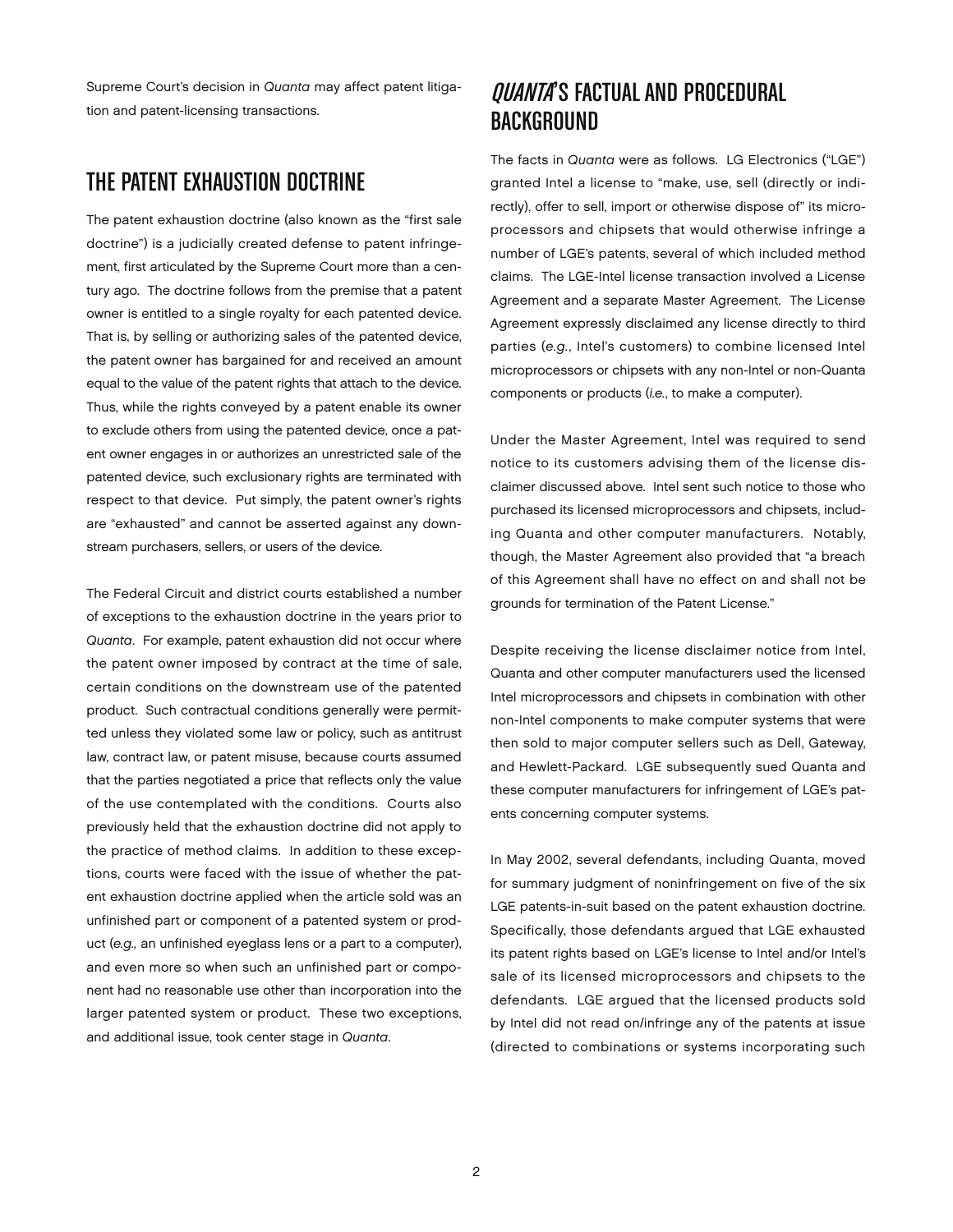Supreme Court's decision in *Quanta* may affect patent litigation and patent-licensing transactions.

## THE PATENT EXHAUSTION DOCTRINE

The patent exhaustion doctrine (also known as the "first sale doctrine") is a judicially created defense to patent infringement, first articulated by the Supreme Court more than a century ago. The doctrine follows from the premise that a patent owner is entitled to a single royalty for each patented device. That is, by selling or authorizing sales of the patented device, the patent owner has bargained for and received an amount equal to the value of the patent rights that attach to the device. Thus, while the rights conveyed by a patent enable its owner to exclude others from using the patented device, once a patent owner engages in or authorizes an unrestricted sale of the patented device, such exclusionary rights are terminated with respect to that device. Put simply, the patent owner's rights are "exhausted" and cannot be asserted against any downstream purchasers, sellers, or users of the device.

The Federal Circuit and district courts established a number of exceptions to the exhaustion doctrine in the years prior to *Quanta*. For example, patent exhaustion did not occur where the patent owner imposed by contract at the time of sale, certain conditions on the downstream use of the patented product. Such contractual conditions generally were permitted unless they violated some law or policy, such as antitrust law, contract law, or patent misuse, because courts assumed that the parties negotiated a price that reflects only the value of the use contemplated with the conditions. Courts also previously held that the exhaustion doctrine did not apply to the practice of method claims. In addition to these exceptions, courts were faced with the issue of whether the patent exhaustion doctrine applied when the article sold was an unfinished part or component of a patented system or product (*e.g.,* an unfinished eyeglass lens or a part to a computer), and even more so when such an unfinished part or component had no reasonable use other than incorporation into the larger patented system or product. These two exceptions, and additional issue, took center stage in *Quanta*.

## *QUANTA*'S FACTUAL AND PROCEDURAL BACKGROUND

The facts in *Quanta* were as follows. LG Electronics ("LGE") granted Intel a license to "make, use, sell (directly or indirectly), offer to sell, import or otherwise dispose of" its microprocessors and chipsets that would otherwise infringe a number of LGE's patents, several of which included method claims. The LGE-Intel license transaction involved a License Agreement and a separate Master Agreement. The License Agreement expressly disclaimed any license directly to third parties (*e.g.*, Intel's customers) to combine licensed Intel microprocessors or chipsets with any non-Intel or non-Quanta components or products (*i.e.*, to make a computer).

Under the Master Agreement, Intel was required to send notice to its customers advising them of the license disclaimer discussed above. Intel sent such notice to those who purchased its licensed microprocessors and chipsets, including Quanta and other computer manufacturers. Notably, though, the Master Agreement also provided that "a breach of this Agreement shall have no effect on and shall not be grounds for termination of the Patent License."

Despite receiving the license disclaimer notice from Intel, Quanta and other computer manufacturers used the licensed Intel microprocessors and chipsets in combination with other non-Intel components to make computer systems that were then sold to major computer sellers such as Dell, Gateway, and Hewlett-Packard. LGE subsequently sued Quanta and these computer manufacturers for infringement of LGE's patents concerning computer systems.

In May 2002, several defendants, including Quanta, moved for summary judgment of noninfringement on five of the six LGE patents-in-suit based on the patent exhaustion doctrine. Specifically, those defendants argued that LGE exhausted its patent rights based on LGE's license to Intel and/or Intel's sale of its licensed microprocessors and chipsets to the defendants. LGE argued that the licensed products sold by Intel did not read on/infringe any of the patents at issue (directed to combinations or systems incorporating such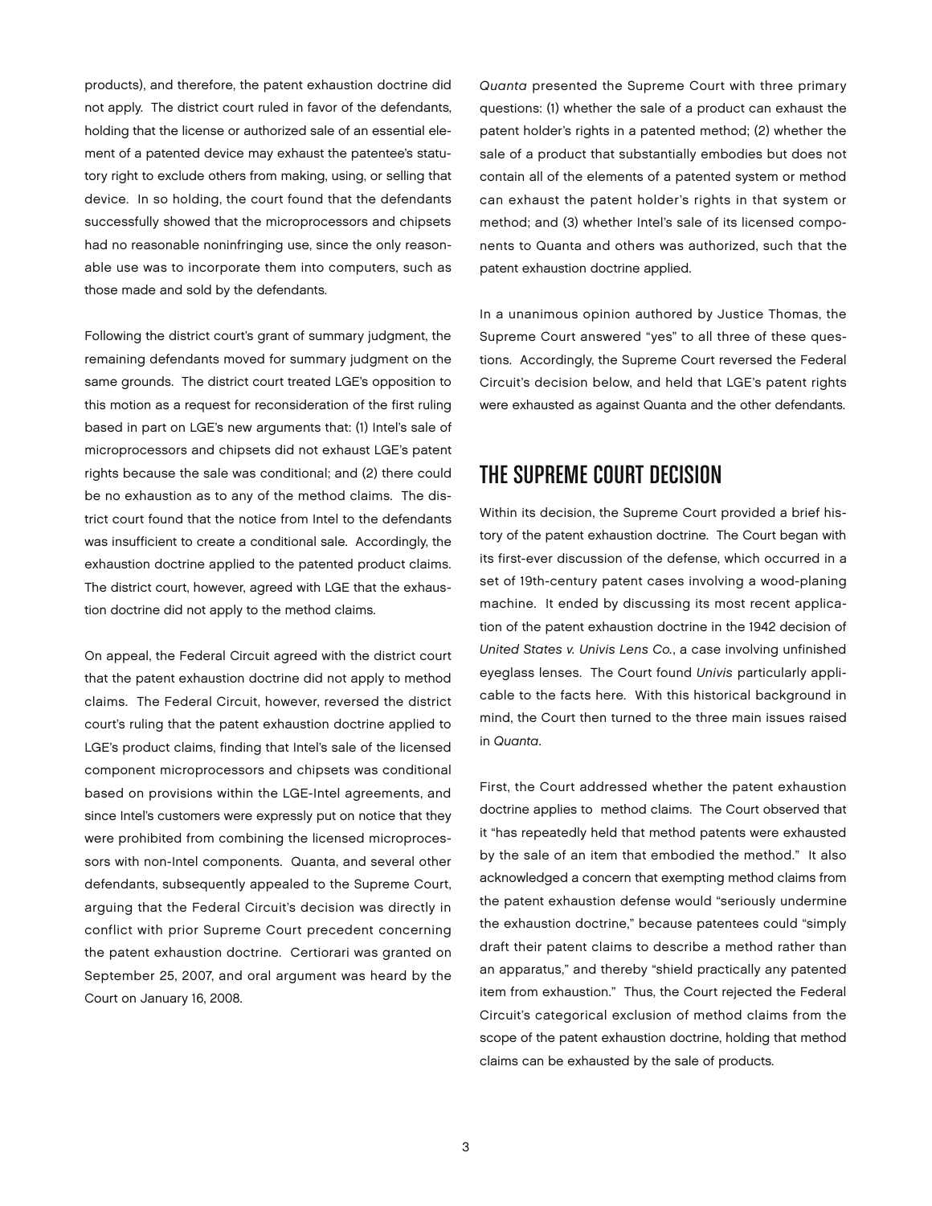products), and therefore, the patent exhaustion doctrine did not apply. The district court ruled in favor of the defendants, holding that the license or authorized sale of an essential element of a patented device may exhaust the patentee's statutory right to exclude others from making, using, or selling that device. In so holding, the court found that the defendants successfully showed that the microprocessors and chipsets had no reasonable noninfringing use, since the only reasonable use was to incorporate them into computers, such as those made and sold by the defendants.

Following the district court's grant of summary judgment, the remaining defendants moved for summary judgment on the same grounds. The district court treated LGE's opposition to this motion as a request for reconsideration of the first ruling based in part on LGE's new arguments that: (1) Intel's sale of microprocessors and chipsets did not exhaust LGE's patent rights because the sale was conditional; and (2) there could be no exhaustion as to any of the method claims. The district court found that the notice from Intel to the defendants was insufficient to create a conditional sale. Accordingly, the exhaustion doctrine applied to the patented product claims. The district court, however, agreed with LGE that the exhaustion doctrine did not apply to the method claims.

On appeal, the Federal Circuit agreed with the district court that the patent exhaustion doctrine did not apply to method claims. The Federal Circuit, however, reversed the district court's ruling that the patent exhaustion doctrine applied to LGE's product claims, finding that Intel's sale of the licensed component microprocessors and chipsets was conditional based on provisions within the LGE-Intel agreements, and since Intel's customers were expressly put on notice that they were prohibited from combining the licensed microprocessors with non-Intel components. Quanta, and several other defendants, subsequently appealed to the Supreme Court, arguing that the Federal Circuit's decision was directly in conflict with prior Supreme Court precedent concerning the patent exhaustion doctrine. Certiorari was granted on September 25, 2007, and oral argument was heard by the Court on January 16, 2008.

*Quanta* presented the Supreme Court with three primary questions: (1) whether the sale of a product can exhaust the patent holder's rights in a patented method; (2) whether the sale of a product that substantially embodies but does not contain all of the elements of a patented system or method can exhaust the patent holder's rights in that system or method; and (3) whether Intel's sale of its licensed components to Quanta and others was authorized, such that the patent exhaustion doctrine applied.

In a unanimous opinion authored by Justice Thomas, the Supreme Court answered "yes" to all three of these questions. Accordingly, the Supreme Court reversed the Federal Circuit's decision below, and held that LGE's patent rights were exhausted as against Quanta and the other defendants.

## THE SUPREME COURT DECISION

Within its decision, the Supreme Court provided a brief history of the patent exhaustion doctrine. The Court began with its first-ever discussion of the defense, which occurred in a set of 19th-century patent cases involving a wood-planing machine. It ended by discussing its most recent application of the patent exhaustion doctrine in the 1942 decision of *United States v. Univis Lens Co.*, a case involving unfinished eyeglass lenses. The Court found *Univis* particularly applicable to the facts here. With this historical background in mind, the Court then turned to the three main issues raised in *Quanta*.

First, the Court addressed whether the patent exhaustion doctrine applies to method claims. The Court observed that it "has repeatedly held that method patents were exhausted by the sale of an item that embodied the method." It also acknowledged a concern that exempting method claims from the patent exhaustion defense would "seriously undermine the exhaustion doctrine," because patentees could "simply draft their patent claims to describe a method rather than an apparatus," and thereby "shield practically any patented item from exhaustion." Thus, the Court rejected the Federal Circuit's categorical exclusion of method claims from the scope of the patent exhaustion doctrine, holding that method claims can be exhausted by the sale of products.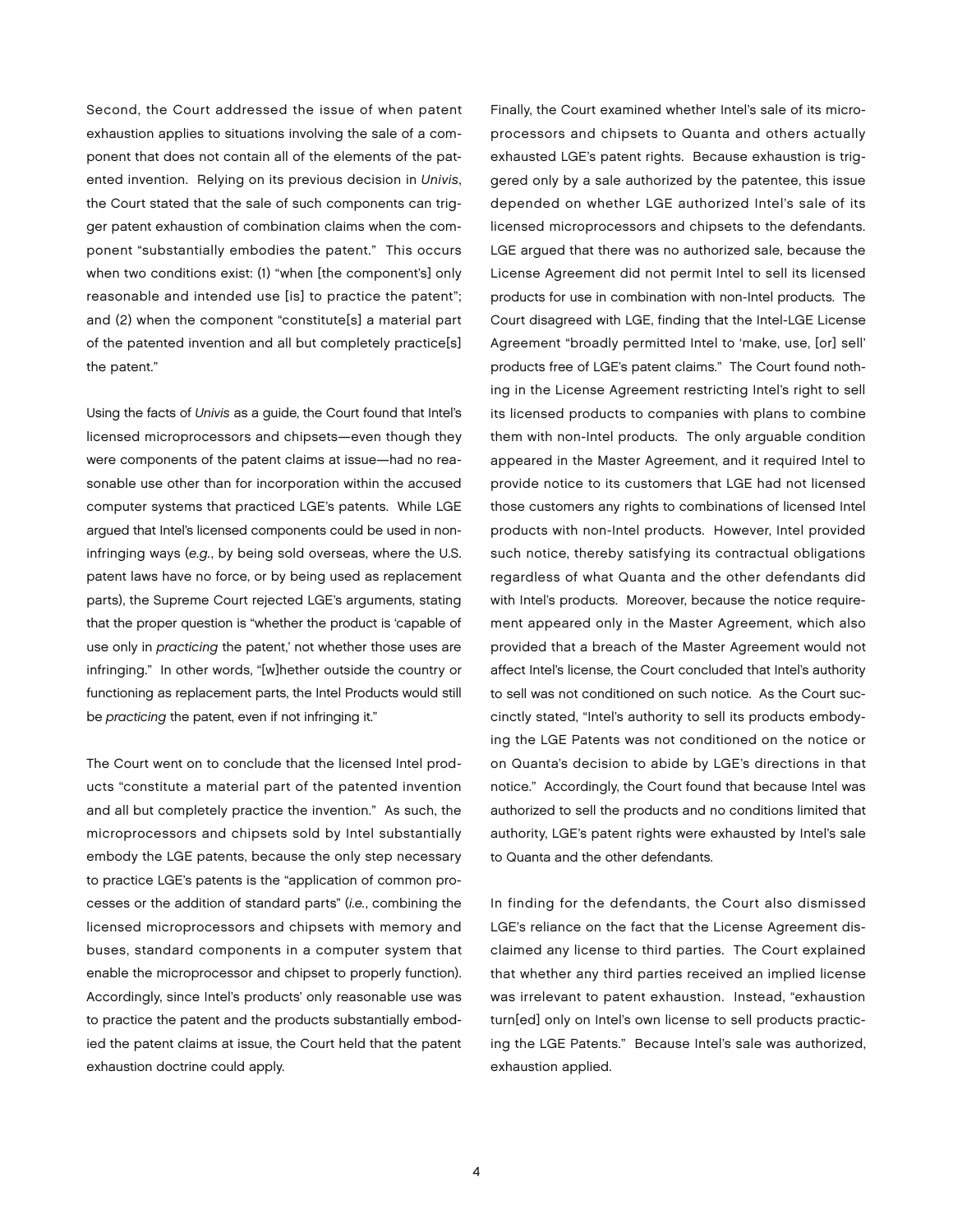Second, the Court addressed the issue of when patent exhaustion applies to situations involving the sale of a component that does not contain all of the elements of the patented invention. Relying on its previous decision in *Univis*, the Court stated that the sale of such components can trigger patent exhaustion of combination claims when the component "substantially embodies the patent." This occurs when two conditions exist: (1) "when [the component's] only reasonable and intended use [is] to practice the patent"; and (2) when the component "constitute[s] a material part of the patented invention and all but completely practice[s] the patent."

Using the facts of *Univis* as a guide, the Court found that Intel's licensed microprocessors and chipsets—even though they were components of the patent claims at issue—had no reasonable use other than for incorporation within the accused computer systems that practiced LGE's patents. While LGE argued that Intel's licensed components could be used in noninfringing ways (*e.g.*, by being sold overseas, where the U.S. patent laws have no force, or by being used as replacement parts), the Supreme Court rejected LGE's arguments, stating that the proper question is "whether the product is 'capable of use only in *practicing* the patent,' not whether those uses are infringing." In other words, "[w]hether outside the country or functioning as replacement parts, the Intel Products would still be *practicing* the patent, even if not infringing it."

The Court went on to conclude that the licensed Intel products "constitute a material part of the patented invention and all but completely practice the invention." As such, the microprocessors and chipsets sold by Intel substantially embody the LGE patents, because the only step necessary to practice LGE's patents is the "application of common processes or the addition of standard parts" (*i.e.*, combining the licensed microprocessors and chipsets with memory and buses, standard components in a computer system that enable the microprocessor and chipset to properly function). Accordingly, since Intel's products' only reasonable use was to practice the patent and the products substantially embodied the patent claims at issue, the Court held that the patent exhaustion doctrine could apply.

Finally, the Court examined whether Intel's sale of its microprocessors and chipsets to Quanta and others actually exhausted LGE's patent rights. Because exhaustion is triggered only by a sale authorized by the patentee, this issue depended on whether LGE authorized Intel's sale of its licensed microprocessors and chipsets to the defendants. LGE argued that there was no authorized sale, because the License Agreement did not permit Intel to sell its licensed products for use in combination with non-Intel products. The Court disagreed with LGE, finding that the Intel-LGE License Agreement "broadly permitted Intel to 'make, use, [or] sell' products free of LGE's patent claims." The Court found nothing in the License Agreement restricting Intel's right to sell its licensed products to companies with plans to combine them with non-Intel products. The only arguable condition appeared in the Master Agreement, and it required Intel to provide notice to its customers that LGE had not licensed those customers any rights to combinations of licensed Intel products with non-Intel products. However, Intel provided such notice, thereby satisfying its contractual obligations regardless of what Quanta and the other defendants did with Intel's products. Moreover, because the notice requirement appeared only in the Master Agreement, which also provided that a breach of the Master Agreement would not affect Intel's license, the Court concluded that Intel's authority to sell was not conditioned on such notice. As the Court succinctly stated, "Intel's authority to sell its products embodying the LGE Patents was not conditioned on the notice or on Quanta's decision to abide by LGE's directions in that notice." Accordingly, the Court found that because Intel was authorized to sell the products and no conditions limited that authority, LGE's patent rights were exhausted by Intel's sale to Quanta and the other defendants.

In finding for the defendants, the Court also dismissed LGE's reliance on the fact that the License Agreement disclaimed any license to third parties. The Court explained that whether any third parties received an implied license was irrelevant to patent exhaustion. Instead, "exhaustion turn[ed] only on Intel's own license to sell products practicing the LGE Patents." Because Intel's sale was authorized, exhaustion applied.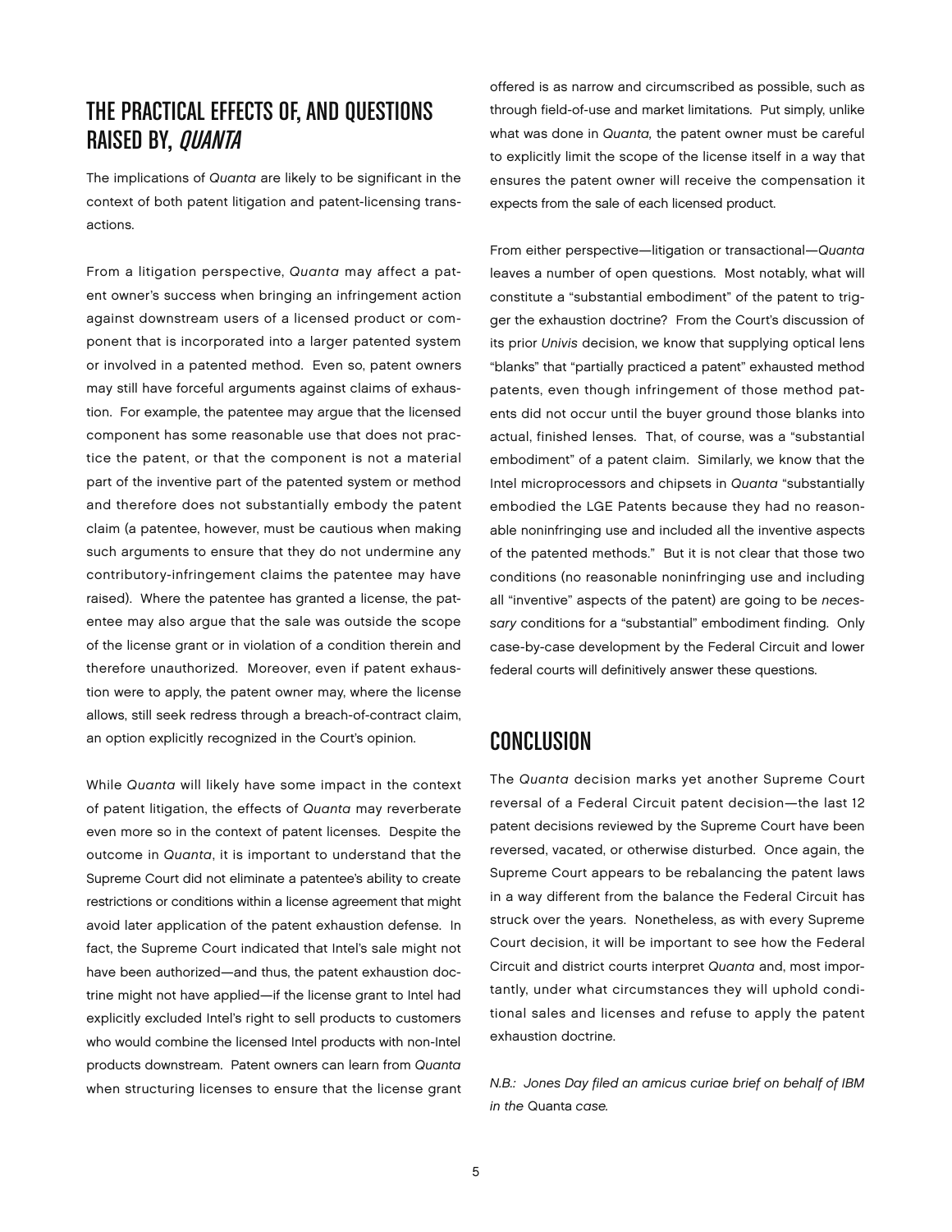## THE PRACTICAL EFFECTS OF, AND QUESTIONS RAISED BY, *QUANTA*

The implications of *Quanta* are likely to be significant in the context of both patent litigation and patent-licensing transactions.

From a litigation perspective, *Quanta* may affect a patent owner's success when bringing an infringement action against downstream users of a licensed product or component that is incorporated into a larger patented system or involved in a patented method. Even so, patent owners may still have forceful arguments against claims of exhaustion. For example, the patentee may argue that the licensed component has some reasonable use that does not practice the patent, or that the component is not a material part of the inventive part of the patented system or method and therefore does not substantially embody the patent claim (a patentee, however, must be cautious when making such arguments to ensure that they do not undermine any contributory-infringement claims the patentee may have raised). Where the patentee has granted a license, the patentee may also argue that the sale was outside the scope of the license grant or in violation of a condition therein and therefore unauthorized. Moreover, even if patent exhaustion were to apply, the patent owner may, where the license allows, still seek redress through a breach-of-contract claim, an option explicitly recognized in the Court's opinion.

While *Quanta* will likely have some impact in the context of patent litigation, the effects of *Quanta* may reverberate even more so in the context of patent licenses. Despite the outcome in *Quanta*, it is important to understand that the Supreme Court did not eliminate a patentee's ability to create restrictions or conditions within a license agreement that might avoid later application of the patent exhaustion defense. In fact, the Supreme Court indicated that Intel's sale might not have been authorized—and thus, the patent exhaustion doctrine might not have applied—if the license grant to Intel had explicitly excluded Intel's right to sell products to customers who would combine the licensed Intel products with non-Intel products downstream. Patent owners can learn from *Quanta* when structuring licenses to ensure that the license grant offered is as narrow and circumscribed as possible, such as through field-of-use and market limitations. Put simply, unlike what was done in *Quanta,* the patent owner must be careful to explicitly limit the scope of the license itself in a way that ensures the patent owner will receive the compensation it expects from the sale of each licensed product.

From either perspective—litigation or transactional—*Quanta* leaves a number of open questions. Most notably, what will constitute a "substantial embodiment" of the patent to trigger the exhaustion doctrine? From the Court's discussion of its prior *Univis* decision, we know that supplying optical lens "blanks" that "partially practiced a patent" exhausted method patents, even though infringement of those method patents did not occur until the buyer ground those blanks into actual, finished lenses. That, of course, was a "substantial embodiment" of a patent claim. Similarly, we know that the Intel microprocessors and chipsets in *Quanta* "substantially embodied the LGE Patents because they had no reasonable noninfringing use and included all the inventive aspects of the patented methods." But it is not clear that those two conditions (no reasonable noninfringing use and including all "inventive" aspects of the patent) are going to be *necessary* conditions for a "substantial" embodiment finding. Only case-by-case development by the Federal Circuit and lower federal courts will definitively answer these questions.

## CONCLUSION

The *Quanta* decision marks yet another Supreme Court reversal of a Federal Circuit patent decision—the last 12 patent decisions reviewed by the Supreme Court have been reversed, vacated, or otherwise disturbed. Once again, the Supreme Court appears to be rebalancing the patent laws in a way different from the balance the Federal Circuit has struck over the years. Nonetheless, as with every Supreme Court decision, it will be important to see how the Federal Circuit and district courts interpret *Quanta* and, most importantly, under what circumstances they will uphold conditional sales and licenses and refuse to apply the patent exhaustion doctrine.

*N.B.: Jones Day filed an amicus curiae brief on behalf of IBM in the* Quanta *case.*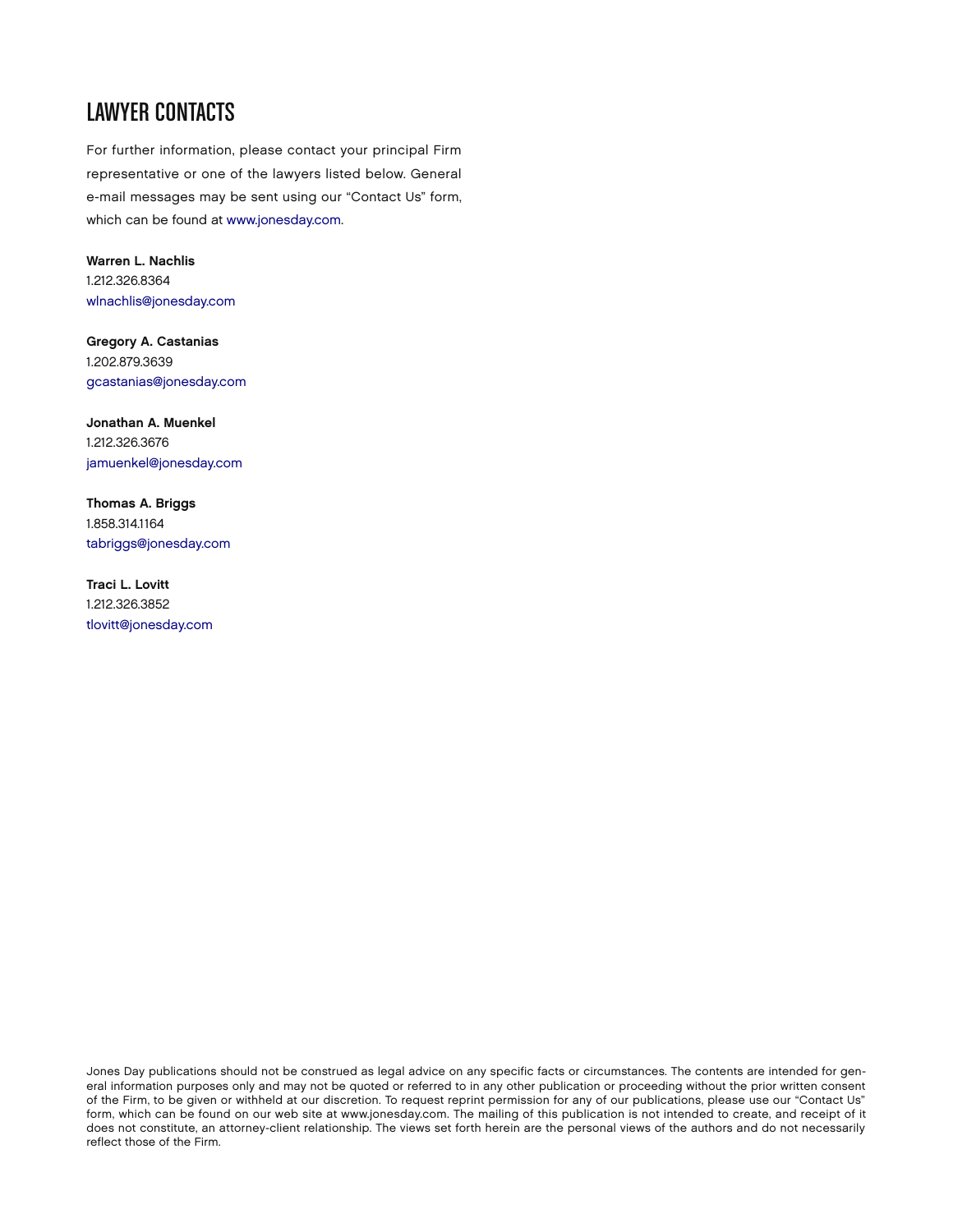## LAWYER CONTACTS

For further information, please contact your principal Firm representative or one of the lawyers listed below. General e-mail messages may be sent using our "Contact Us" form, which can be found at www.jonesday.com.

**Warren L. Nachlis**
1.212.326.8364
wlnachlis@jonesday.com

**Gregory A. Castanias**
1.202.879.3639
gcastanias@jonesday.com

**Jonathan A. Muenkel**
1.212.326.3676
jamuenkel@jonesday.com

**Thomas A. Briggs**
1.858.314.1164
tabriggs@jonesday.com

**Traci L. Lovitt**
1.212.326.3852
tlovitt@jonesday.com

Jones Day publications should not be construed as legal advice on any specific facts or circumstances. The contents are intended for general information purposes only and may not be quoted or referred to in any other publication or proceeding without the prior written consent of the Firm, to be given or withheld at our discretion. To request reprint permission for any of our publications, please use our "Contact Us" form, which can be found on our web site at www.jonesday.com. The mailing of this publication is not intended to create, and receipt of it does not constitute, an attorney-client relationship. The views set forth herein are the personal views of the authors and do not necessarily reflect those of the Firm.